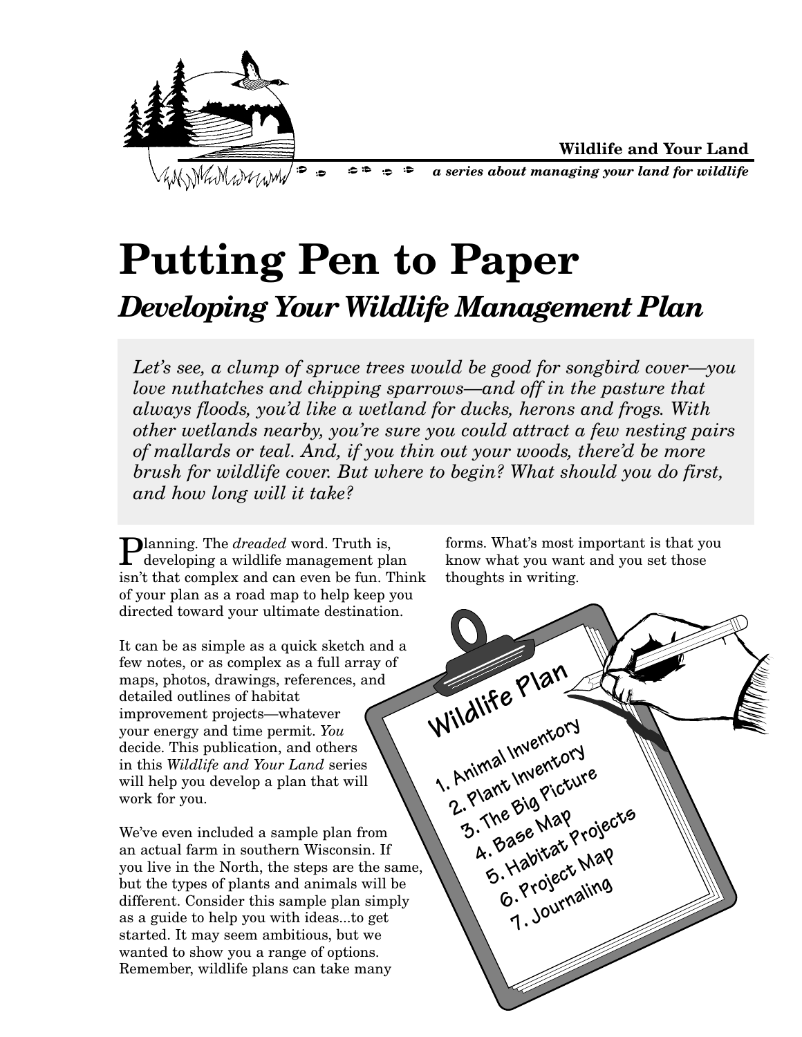**Wildlife and Your Land**

*a series about managing your land for wildlife*

# Putting Pen to Paper

## *Developing Your Wildlife Management Plan*

*Let's see, a clump of spruce trees would be good for songbird cover—you love nuthatches and chipping sparrows—and off in the pasture that always floods, you'd like a wetland for ducks, herons and frogs. With other wetlands nearby, you're sure you could attract a few nesting pairs of mallards or teal. And, if you thin out your woods, there'd be more brush for wildlife cover. But where to begin? What should you do first, and how long will it take?*

Planning. The *dreaded* word. Truth is, developing a wildlife management plan isn't that complex and can even be fun. Think of your plan as a road map to help keep you directed toward your ultimate destination.

It can be as simple as a quick sketch and a few notes, or as complex as a full array of maps, photos, drawings, references, and detailed outlines of habitat improvement projects—whatever your energy and time permit. *You* decide. This publication, and others in this *Wildlife and Your Land* series will help you develop a plan that will work for you.

We've even included a sample plan from an actual farm in southern Wisconsin. If you live in the North, the steps are the same, but the types of plants and animals will be different. Consider this sample plan simply as a guide to help you with ideas...to get started. It may seem ambitious, but we wanted to show you a range of options. Remember, wildlife plans can take many forms. What's most important is that you know what you want and you set those thoughts in writing.

**Wildlife Plan**

1. Animal Inventory
2. Plant Inventory
3. The Big Picture
4. Base Map
5. Habitat Projects
6. Project Map
7. Journaling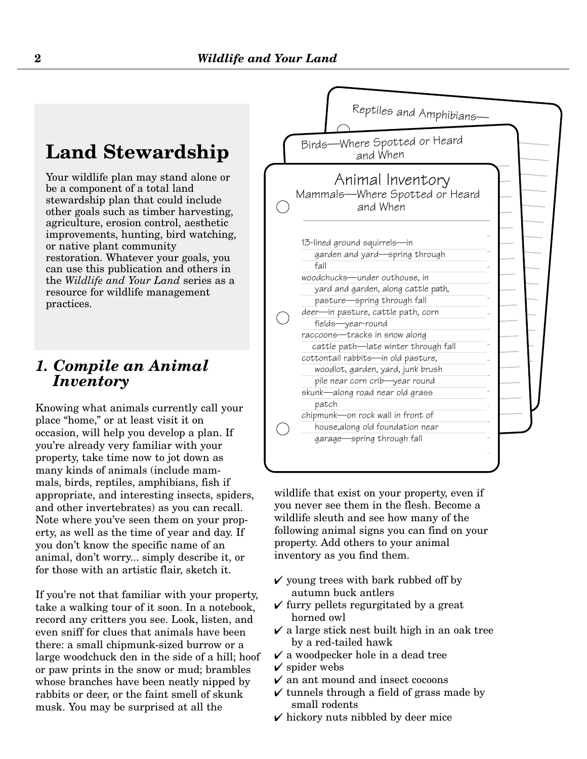## Land Stewardship

Your wildlife plan may stand alone or be a component of a total land stewardship plan that could include other goals such as timber harvesting, agriculture, erosion control, aesthetic improvements, hunting, bird watching, or native plant community restoration. Whatever your goals, you can use this publication and others in the *Wildlife and Your Land* series as a resource for wildlife management practices.

## *1. Compile an Animal Inventory*

Knowing what animals currently call your place "home," or at least visit it on occasion, will help you develop a plan. If you're already very familiar with your property, take time now to jot down as many kinds of animals (include mammals, birds, reptiles, amphibians, fish if appropriate, and interesting insects, spiders, and other invertebrates) as you can recall. Note where you've seen them on your property, as well as the time of year and day. If you don't know the specific name of an animal, don't worry... simply describe it, or for those with an artistic flair, sketch it.

If you're not that familiar with your property, take a walking tour of it soon. In a notebook, record any critters you see. Look, listen, and even sniff for clues that animals have been there: a small chipmunk-sized burrow or a large woodchuck den in the side of a hill; hoof or paw prints in the snow or mud; brambles whose branches have been neatly nipped by rabbits or deer, or the faint smell of skunk musk. You may be surprised at all the wildlife that exist on your property, even if you never see them in the flesh. Become a wildlife sleuth and see how many of the following animal signs you can find on your property. Add others to your animal inventory as you find them.

- ✔ young trees with bark rubbed off by autumn buck antlers
- ✔ furry pellets regurgitated by a great horned owl
- ✔ a large stick nest built high in an oak tree by a red-tailed hawk
- ✔ a woodpecker hole in a dead tree
- ✔ spider webs
- ✔ an ant mound and insect cocoons
- ✔ tunnels through a field of grass made by small rodents
- ✔ hickory nuts nibbled by deer mice

Reptiles and Amphibians—

Birds—Where Spotted or Heard and When

**Animal Inventory**
Mammals—Where Spotted or Heard and When

13-lined ground squirrels—in garden and yard—spring through fall
woodchucks—under outhouse, in yard and garden, along cattle path, pasture—spring through fall
deer—in pasture, cattle path, corn fields—year-round
raccoons—tracks in snow along cattle path—late winter through fall
cottontail rabbits—in old pasture, woodlot, garden, yard, junk brush pile near corn crib—year round
skunk—along road near old grass patch
chipmunk—on rock wall in front of house,along old foundation near garage—spring through fall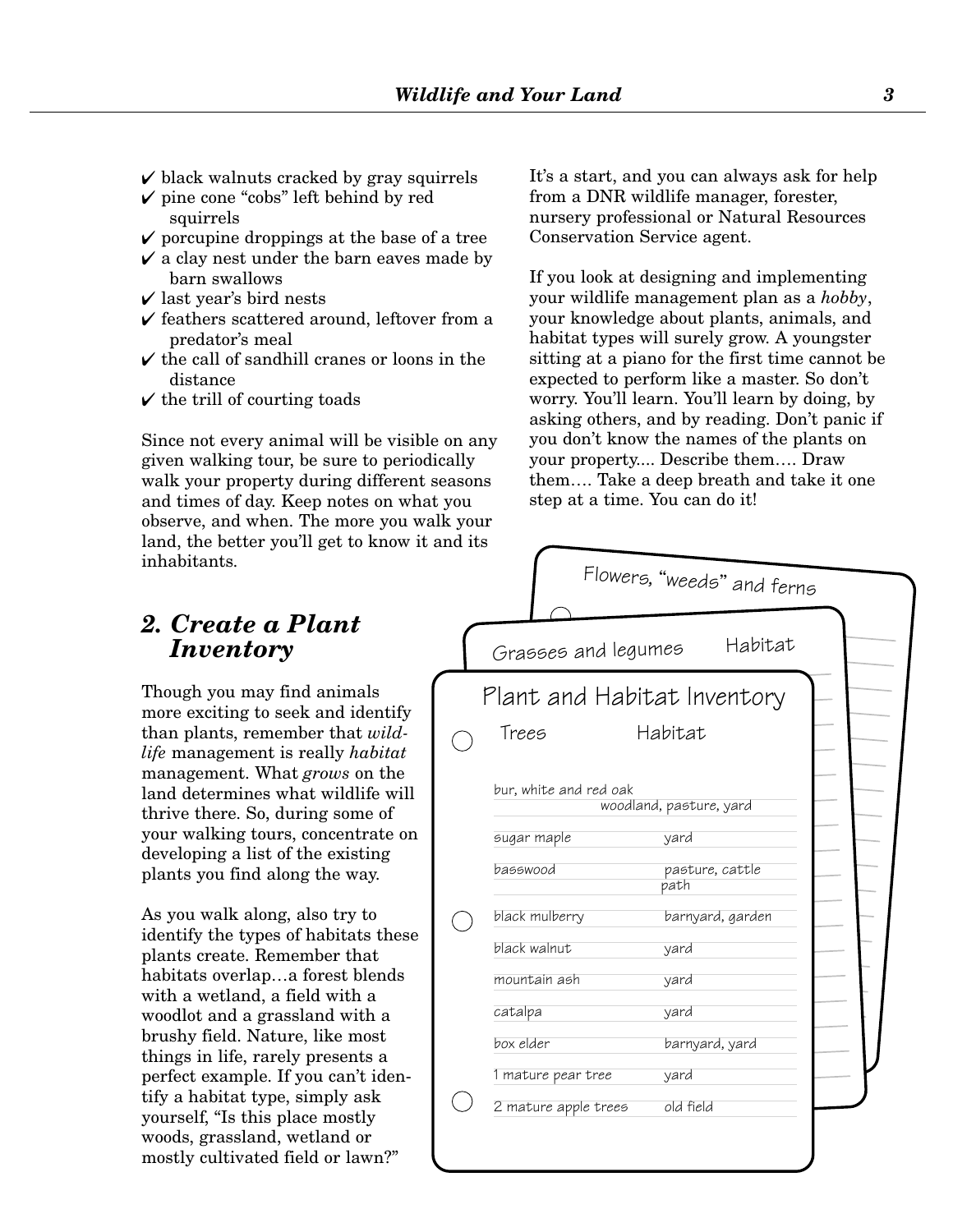- ✔ black walnuts cracked by gray squirrels
- ✔ pine cone "cobs" left behind by red squirrels
- ✔ porcupine droppings at the base of a tree
- ✔ a clay nest under the barn eaves made by barn swallows
- ✔ last year's bird nests
- ✔ feathers scattered around, leftover from a predator's meal
- ✔ the call of sandhill cranes or loons in the distance
- ✔ the trill of courting toads

Since not every animal will be visible on any given walking tour, be sure to periodically walk your property during different seasons and times of day. Keep notes on what you observe, and when. The more you walk your land, the better you'll get to know it and its inhabitants.

## 2. *Create a Plant Inventory*

Though you may find animals more exciting to seek and identify than plants, remember that *wildlife* management is really *habitat* management. What *grows* on the land determines what wildlife will thrive there. So, during some of your walking tours, concentrate on developing a list of the existing plants you find along the way.

As you walk along, also try to identify the types of habitats these plants create. Remember that habitats overlap…a forest blends with a wetland, a field with a woodlot and a grassland with a brushy field. Nature, like most things in life, rarely presents a perfect example. If you can't identify a habitat type, simply ask yourself, "Is this place mostly woods, grassland, wetland or mostly cultivated field or lawn?"

It's a start, and you can always ask for help from a DNR wildlife manager, forester, nursery professional or Natural Resources Conservation Service agent.

If you look at designing and implementing your wildlife management plan as a *hobby*, your knowledge about plants, animals, and habitat types will surely grow. A youngster sitting at a piano for the first time cannot be expected to perform like a master. So don't worry. You'll learn. You'll learn by doing, by asking others, and by reading. Don't panic if you don't know the names of the plants on your property.... Describe them…. Draw them…. Take a deep breath and take it one step at a time. You can do it!

Flowers, "weeds" and ferns

Grasses and legumes — Habitat

**Plant and Habitat Inventory**

| Trees | Habitat |
|---|---|
| bur, white and red oak | woodland, pasture, yard |
| sugar maple | yard |
| basswood | pasture, cattle path |
| black mulberry | barnyard, garden |
| black walnut | yard |
| mountain ash | yard |
| catalpa | yard |
| box elder | barnyard, yard |
| 1 mature pear tree | yard |
| 2 mature apple trees | old field |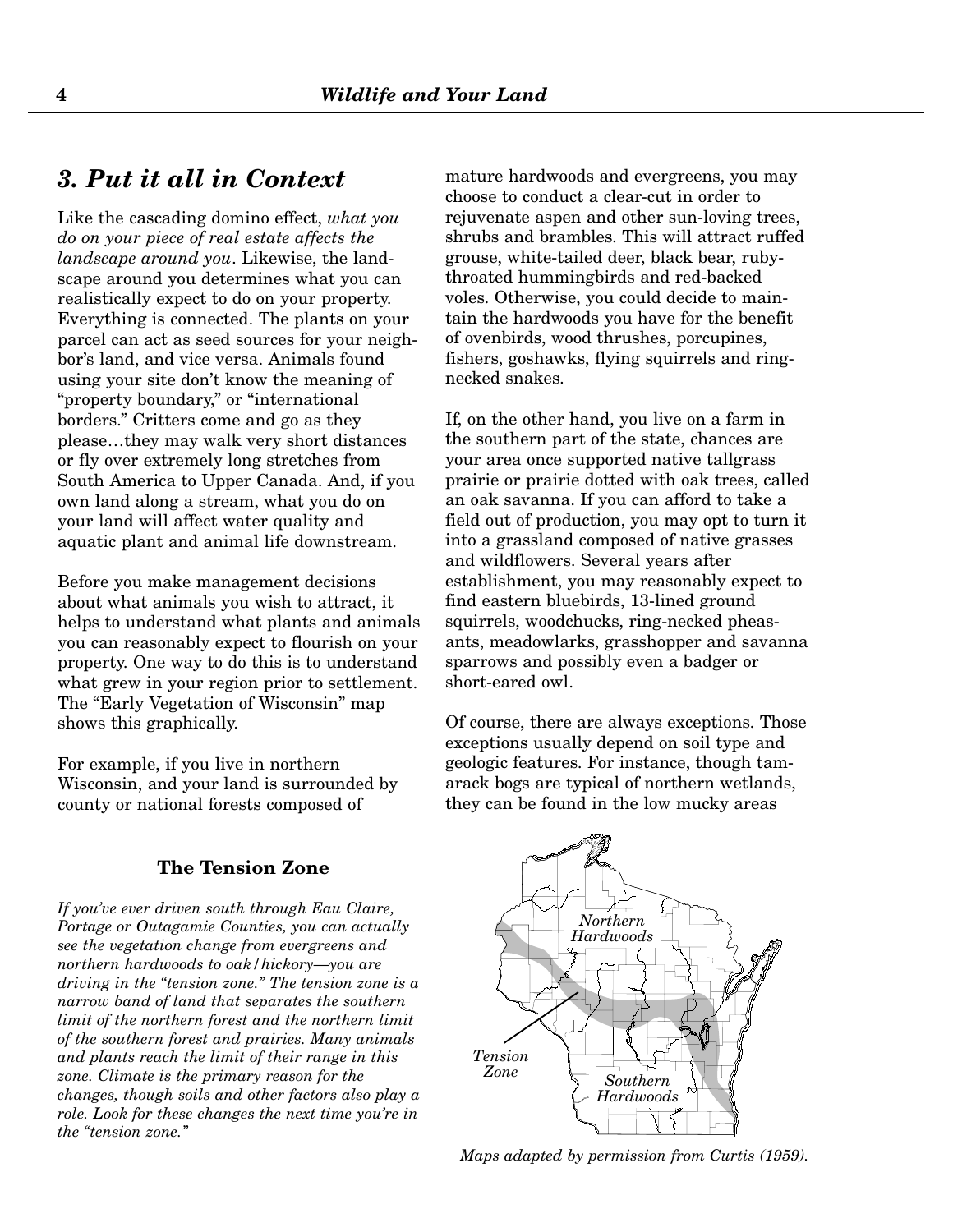## 3. Put it all in Context

Like the cascading domino effect, *what you do on your piece of real estate affects the landscape around you*. Likewise, the landscape around you determines what you can realistically expect to do on your property. Everything is connected. The plants on your parcel can act as seed sources for your neighbor's land, and vice versa. Animals found using your site don't know the meaning of "property boundary," or "international borders." Critters come and go as they please…they may walk very short distances or fly over extremely long stretches from South America to Upper Canada. And, if you own land along a stream, what you do on your land will affect water quality and aquatic plant and animal life downstream.

Before you make management decisions about what animals you wish to attract, it helps to understand what plants and animals you can reasonably expect to flourish on your property. One way to do this is to understand what grew in your region prior to settlement. The "Early Vegetation of Wisconsin" map shows this graphically.

For example, if you live in northern Wisconsin, and your land is surrounded by county or national forests composed of mature hardwoods and evergreens, you may choose to conduct a clear-cut in order to rejuvenate aspen and other sun-loving trees, shrubs and brambles. This will attract ruffed grouse, white-tailed deer, black bear, ruby-throated hummingbirds and red-backed voles. Otherwise, you could decide to maintain the hardwoods you have for the benefit of ovenbirds, wood thrushes, porcupines, fishers, goshawks, flying squirrels and ring-necked snakes.

If, on the other hand, you live on a farm in the southern part of the state, chances are your area once supported native tallgrass prairie or prairie dotted with oak trees, called an oak savanna. If you can afford to take a field out of production, you may opt to turn it into a grassland composed of native grasses and wildflowers. Several years after establishment, you may reasonably expect to find eastern bluebirds, 13-lined ground squirrels, woodchucks, ring-necked pheasants, meadowlarks, grasshopper and savanna sparrows and possibly even a badger or short-eared owl.

Of course, there are always exceptions. Those exceptions usually depend on soil type and geologic features. For instance, though tamarack bogs are typical of northern wetlands, they can be found in the low mucky areas

### The Tension Zone

*If you've ever driven south through Eau Claire, Portage or Outagamie Counties, you can actually see the vegetation change from evergreens and northern hardwoods to oak/hickory—you are driving in the "tension zone." The tension zone is a narrow band of land that separates the southern limit of the northern forest and the northern limit of the southern forest and prairies. Many animals and plants reach the limit of their range in this zone. Climate is the primary reason for the changes, though soils and other factors also play a role. Look for these changes the next time you're in the "tension zone."*

Northern Hardwoods

Tension Zone

Southern Hardwoods

*Maps adapted by permission from Curtis (1959).*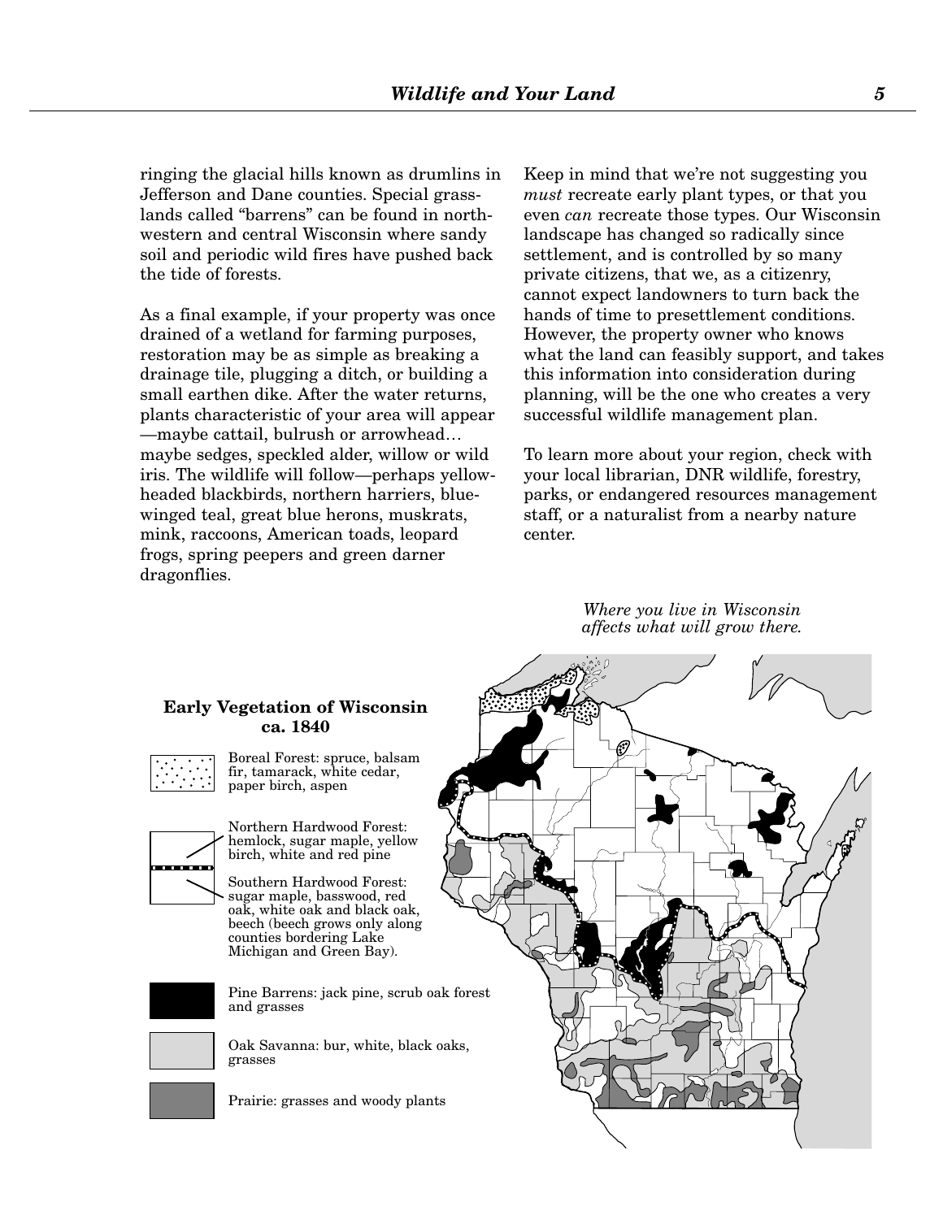ringing the glacial hills known as drumlins in Jefferson and Dane counties. Special grasslands called "barrens" can be found in northwestern and central Wisconsin where sandy soil and periodic wild fires have pushed back the tide of forests.

As a final example, if your property was once drained of a wetland for farming purposes, restoration may be as simple as breaking a drainage tile, plugging a ditch, or building a small earthen dike. After the water returns, plants characteristic of your area will appear —maybe cattail, bulrush or arrowhead… maybe sedges, speckled alder, willow or wild iris. The wildlife will follow—perhaps yellow-headed blackbirds, northern harriers, blue-winged teal, great blue herons, muskrats, mink, raccoons, American toads, leopard frogs, spring peepers and green darner dragonflies.

Keep in mind that we're not suggesting you *must* recreate early plant types, or that you even *can* recreate those types. Our Wisconsin landscape has changed so radically since settlement, and is controlled by so many private citizens, that we, as a citizenry, cannot expect landowners to turn back the hands of time to presettlement conditions. However, the property owner who knows what the land can feasibly support, and takes this information into consideration during planning, will be the one who creates a very successful wildlife management plan.

To learn more about your region, check with your local librarian, DNR wildlife, forestry, parks, or endangered resources management staff, or a naturalist from a nearby nature center.

*Where you live in Wisconsin affects what will grow there.*

**Early Vegetation of Wisconsin ca. 1840**

- Boreal Forest: spruce, balsam fir, tamarack, white cedar, paper birch, aspen
- Northern Hardwood Forest: hemlock, sugar maple, yellow birch, white and red pine
- Southern Hardwood Forest: sugar maple, basswood, red oak, white oak and black oak, beech (beech grows only along counties bordering Lake Michigan and Green Bay).
- Pine Barrens: jack pine, scrub oak forest and grasses
- Oak Savanna: bur, white, black oaks, grasses
- Prairie: grasses and woody plants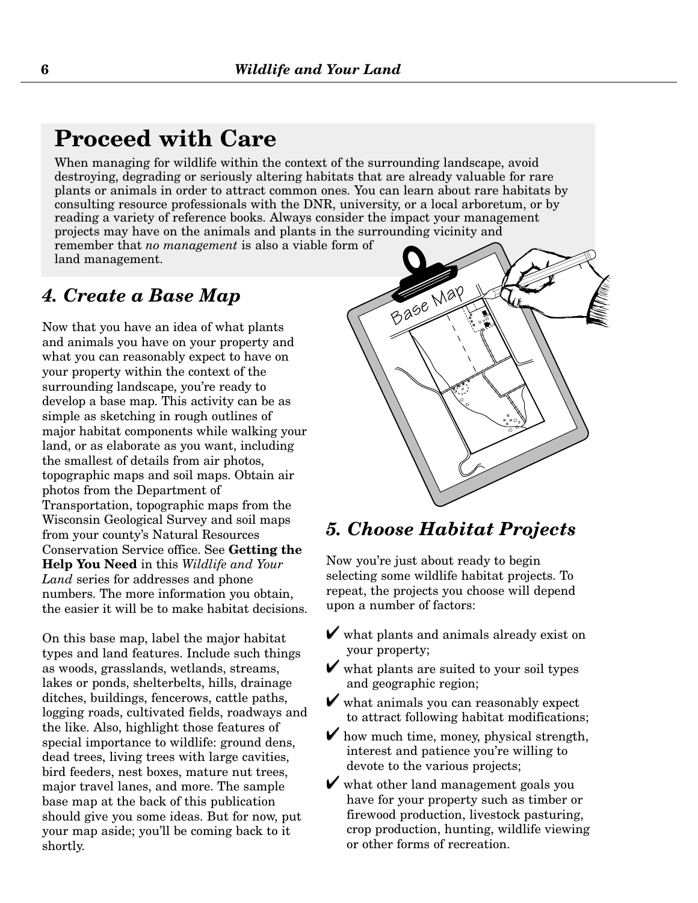## Proceed with Care

When managing for wildlife within the context of the surrounding landscape, avoid destroying, degrading or seriously altering habitats that are already valuable for rare plants or animals in order to attract common ones. You can learn about rare habitats by consulting resource professionals with the DNR, university, or a local arboretum, or by reading a variety of reference books. Always consider the impact your management projects may have on the animals and plants in the surrounding vicinity and remember that *no management* is also a viable form of land management.

### *4. Create a Base Map*

Now that you have an idea of what plants and animals you have on your property and what you can reasonably expect to have on your property within the context of the surrounding landscape, you're ready to develop a base map. This activity can be as simple as sketching in rough outlines of major habitat components while walking your land, or as elaborate as you want, including the smallest of details from air photos, topographic maps and soil maps. Obtain air photos from the Department of Transportation, topographic maps from the Wisconsin Geological Survey and soil maps from your county's Natural Resources Conservation Service office. See **Getting the Help You Need** in this *Wildlife and Your Land* series for addresses and phone numbers. The more information you obtain, the easier it will be to make habitat decisions.

On this base map, label the major habitat types and land features. Include such things as woods, grasslands, wetlands, streams, lakes or ponds, shelterbelts, hills, drainage ditches, buildings, fencerows, cattle paths, logging roads, cultivated fields, roadways and the like. Also, highlight those features of special importance to wildlife: ground dens, dead trees, living trees with large cavities, bird feeders, nest boxes, mature nut trees, major travel lanes, and more. The sample base map at the back of this publication should give you some ideas. But for now, put your map aside; you'll be coming back to it shortly.

### *5. Choose Habitat Projects*

Now you're just about ready to begin selecting some wildlife habitat projects. To repeat, the projects you choose will depend upon a number of factors:

- ✔ what plants and animals already exist on your property;
- ✔ what plants are suited to your soil types and geographic region;
- ✔ what animals you can reasonably expect to attract following habitat modifications;
- ✔ how much time, money, physical strength, interest and patience you're willing to devote to the various projects;
- ✔ what other land management goals you have for your property such as timber or firewood production, livestock pasturing, crop production, hunting, wildlife viewing or other forms of recreation.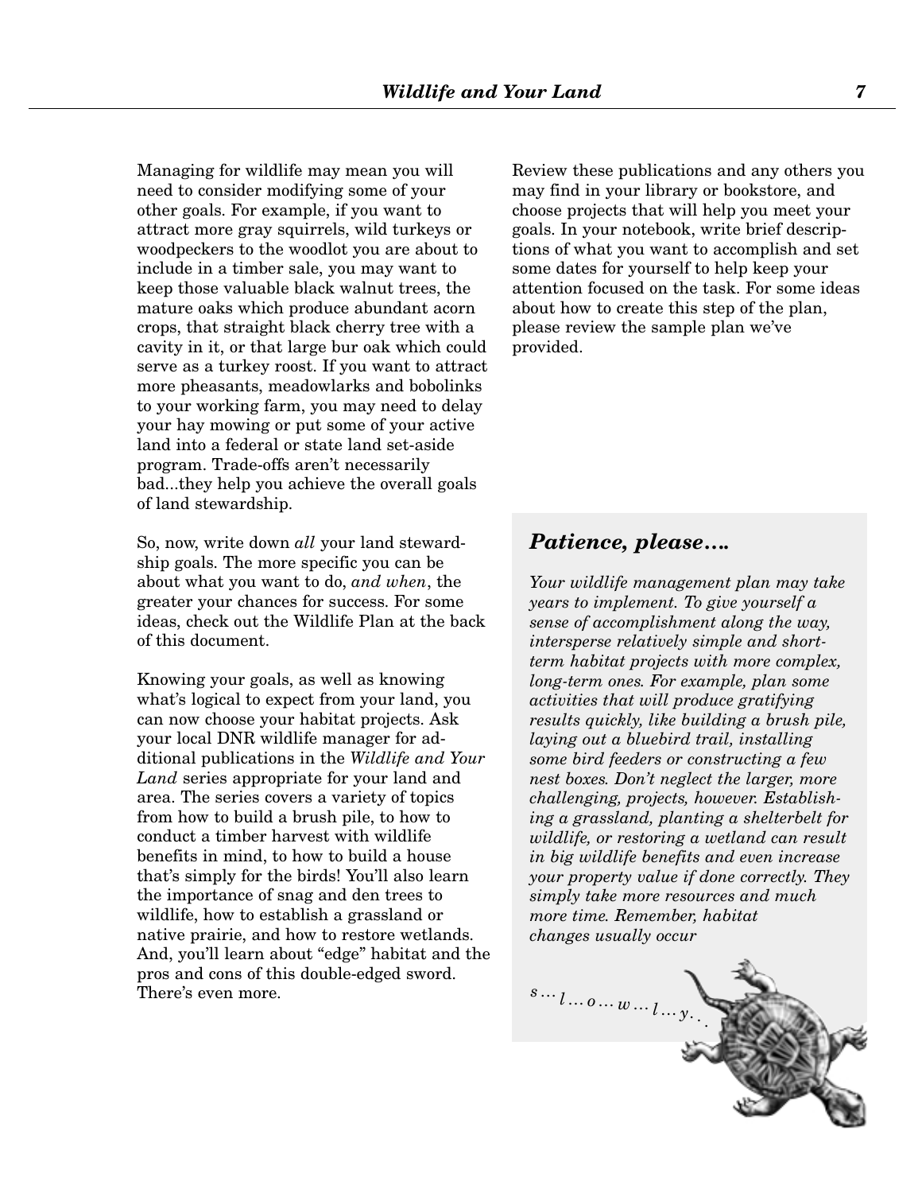Managing for wildlife may mean you will need to consider modifying some of your other goals. For example, if you want to attract more gray squirrels, wild turkeys or woodpeckers to the woodlot you are about to include in a timber sale, you may want to keep those valuable black walnut trees, the mature oaks which produce abundant acorn crops, that straight black cherry tree with a cavity in it, or that large bur oak which could serve as a turkey roost. If you want to attract more pheasants, meadowlarks and bobolinks to your working farm, you may need to delay your hay mowing or put some of your active land into a federal or state land set-aside program. Trade-offs aren't necessarily bad...they help you achieve the overall goals of land stewardship.

So, now, write down *all* your land stewardship goals. The more specific you can be about what you want to do, *and when*, the greater your chances for success. For some ideas, check out the Wildlife Plan at the back of this document.

Knowing your goals, as well as knowing what's logical to expect from your land, you can now choose your habitat projects. Ask your local DNR wildlife manager for additional publications in the *Wildlife and Your Land* series appropriate for your land and area. The series covers a variety of topics from how to build a brush pile, to how to conduct a timber harvest with wildlife benefits in mind, to how to build a house that's simply for the birds! You'll also learn the importance of snag and den trees to wildlife, how to establish a grassland or native prairie, and how to restore wetlands. And, you'll learn about "edge" habitat and the pros and cons of this double-edged sword. There's even more.

Review these publications and any others you may find in your library or bookstore, and choose projects that will help you meet your goals. In your notebook, write brief descriptions of what you want to accomplish and set some dates for yourself to help keep your attention focused on the task. For some ideas about how to create this step of the plan, please review the sample plan we've provided.

### *Patience, please….*

*Your wildlife management plan may take years to implement. To give yourself a sense of accomplishment along the way, intersperse relatively simple and short-term habitat projects with more complex, long-term ones. For example, plan some activities that will produce gratifying results quickly, like building a brush pile, laying out a bluebird trail, installing some bird feeders or constructing a few nest boxes. Don't neglect the larger, more challenging, projects, however. Establishing a grassland, planting a shelterbelt for wildlife, or restoring a wetland can result in big wildlife benefits and even increase your property value if done correctly. They simply take more resources and much more time. Remember, habitat changes usually occur*

*s…l…o…w…l…y…*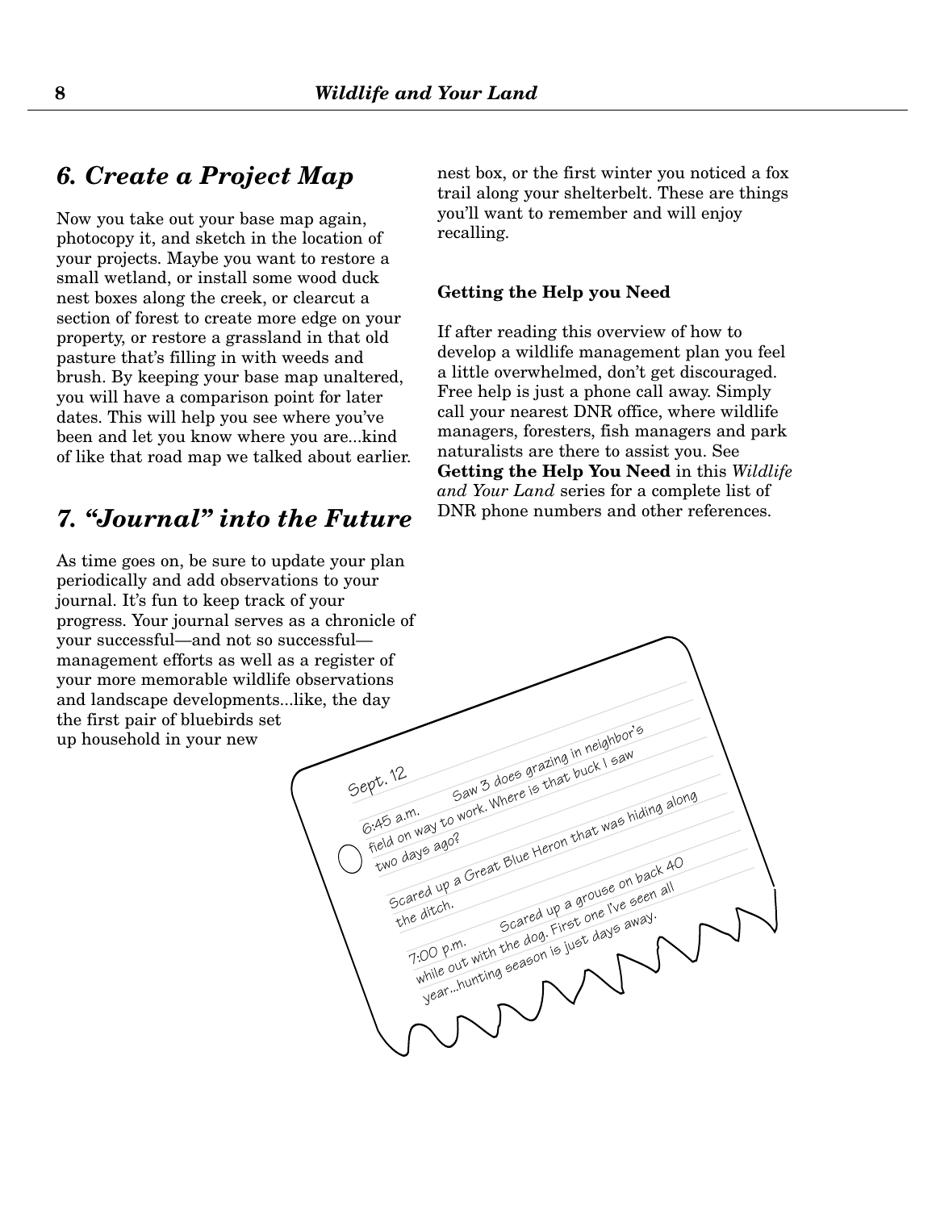## *6. Create a Project Map*

Now you take out your base map again, photocopy it, and sketch in the location of your projects. Maybe you want to restore a small wetland, or install some wood duck nest boxes along the creek, or clearcut a section of forest to create more edge on your property, or restore a grassland in that old pasture that's filling in with weeds and brush. By keeping your base map unaltered, you will have a comparison point for later dates. This will help you see where you've been and let you know where you are...kind of like that road map we talked about earlier.

## *7. "Journal" into the Future*

As time goes on, be sure to update your plan periodically and add observations to your journal. It's fun to keep track of your progress. Your journal serves as a chronicle of your successful—and not so successful—management efforts as well as a register of your more memorable wildlife observations and landscape developments...like, the day the first pair of bluebirds set up household in your new nest box, or the first winter you noticed a fox trail along your shelterbelt. These are things you'll want to remember and will enjoy recalling.

> Sept. 12
>
> 6:45 a.m. Saw 3 does grazing in neighbor's field on way to work. Where is that buck I saw two days ago?
>
> Scared up a Great Blue Heron that was hiding along the ditch.
>
> 7:00 p.m. Scared up a grouse on back 40 while out with the dog. First one I've seen all year...hunting season is just days away.

**Getting the Help you Need**

If after reading this overview of how to develop a wildlife management plan you feel a little overwhelmed, don't get discouraged. Free help is just a phone call away. Simply call your nearest DNR office, where wildlife managers, foresters, fish managers and park naturalists are there to assist you. See **Getting the Help You Need** in this *Wildlife and Your Land* series for a complete list of DNR phone numbers and other references.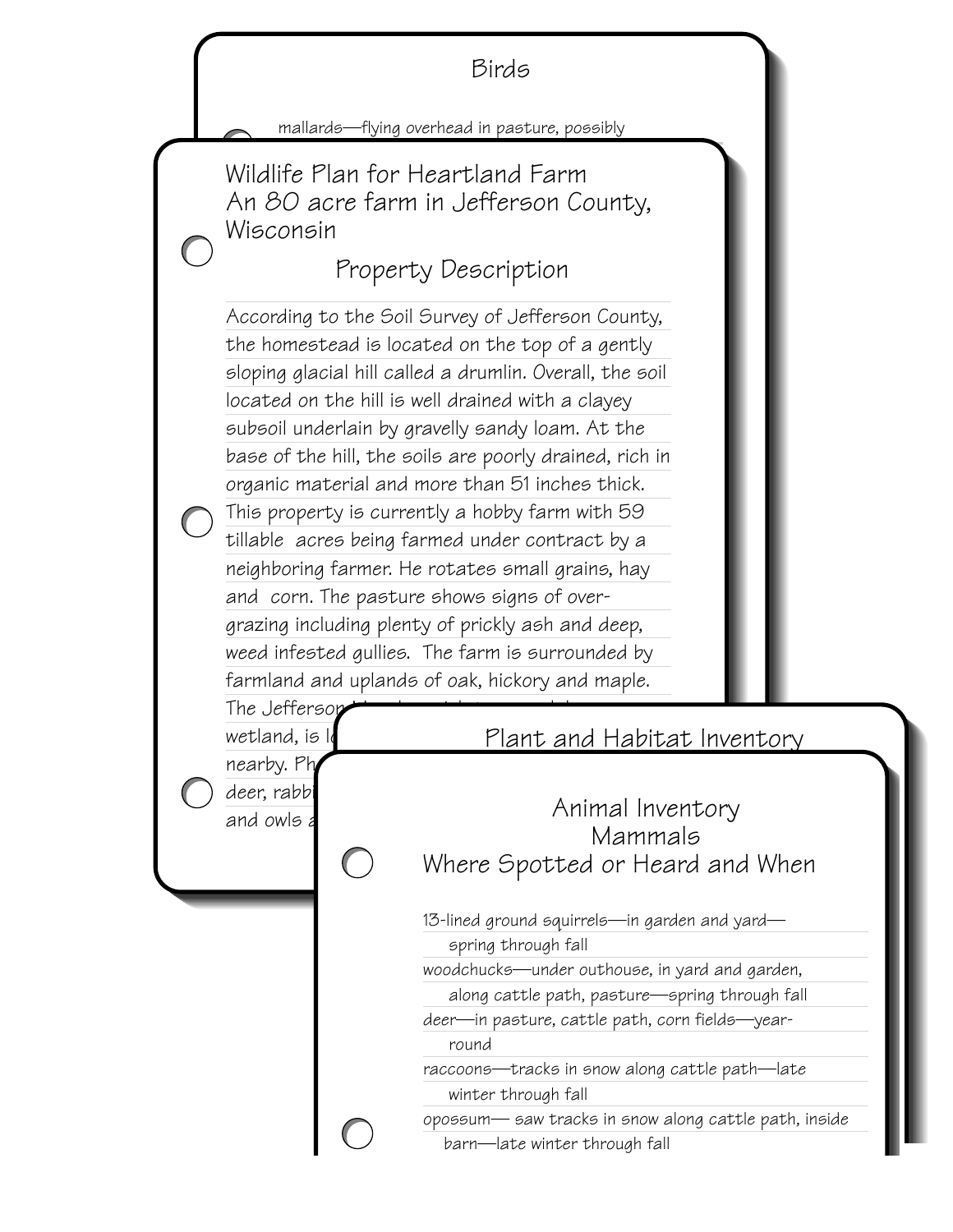Birds

mallards—flying overhead in pasture, possibly

# Wildlife Plan for Heartland Farm
# An 80 acre farm in Jefferson County, Wisconsin

## Property Description

According to the Soil Survey of Jefferson County, the homestead is located on the top of a gently sloping glacial hill called a drumlin. Overall, the soil located on the hill is well drained with a clayey subsoil underlain by gravelly sandy loam. At the base of the hill, the soils are poorly drained, rich in organic material and more than 51 inches thick. This property is currently a hobby farm with 59 tillable acres being farmed under contract by a neighboring farmer. He rotates small grains, hay and corn. The pasture shows signs of over-grazing including plenty of prickly ash and deep, weed infested gullies. The farm is surrounded by farmland and uplands of oak, hickory and maple. The Jefferson

wetland, is lo

nearby. Ph

deer, rabbi

and owls a

## Plant and Habitat Inventory

## Animal Inventory
## Mammals
## Where Spotted or Heard and When

13-lined ground squirrels—in garden and yard—spring through fall

woodchucks—under outhouse, in yard and garden, along cattle path, pasture—spring through fall

deer—in pasture, cattle path, corn fields—year-round

raccoons—tracks in snow along cattle path—late winter through fall

opossum— saw tracks in snow along cattle path, inside barn—late winter through fall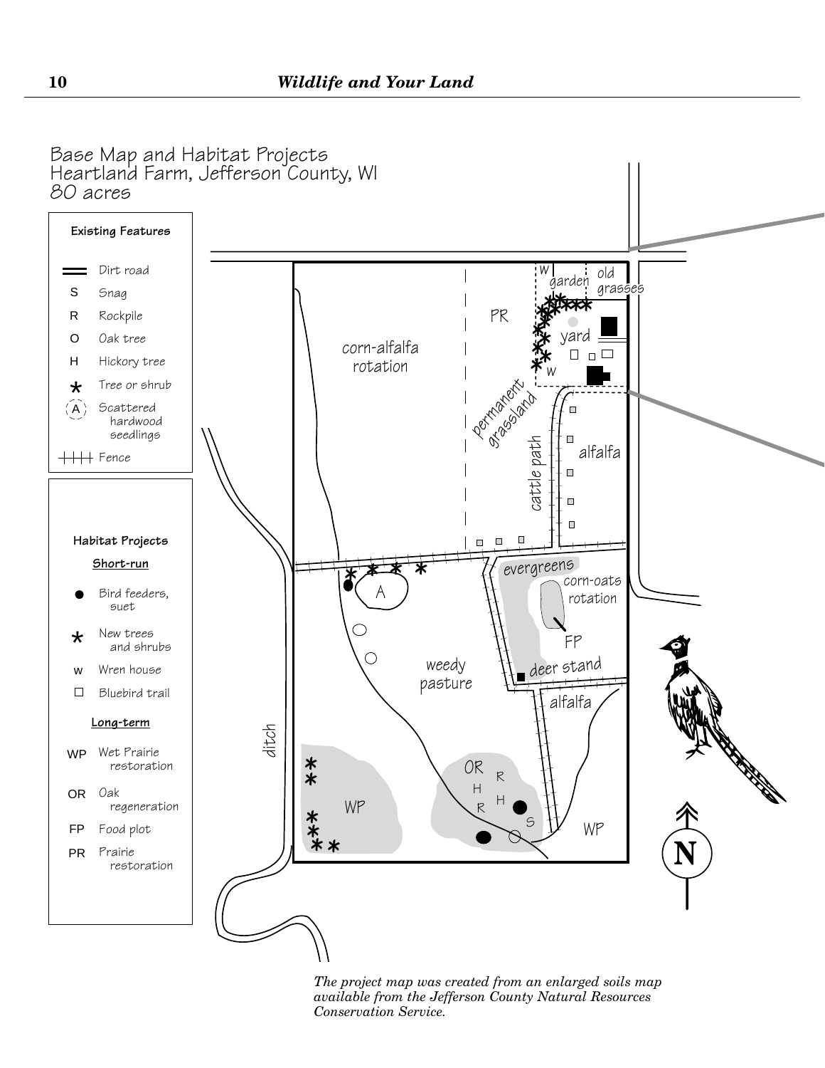Base Map and Habitat Projects
Heartland Farm, Jefferson County, WI
80 acres

**Existing Features**

- Dirt road
- S Snag
- R Rockpile
- O Oak tree
- H Hickory tree
- * Tree or shrub
- A Scattered hardwood seedlings
- Fence

**Habitat Projects**

**Short-run**

- ● Bird feeders, suet
- * New trees and shrubs
- w Wren house
- □ Bluebird trail

**Long-term**

- WP Wet Prairie restoration
- OR Oak regeneration
- FP Food plot
- PR Prairie restoration

corn-alfalfa rotation · PR · garden · old grasses · yard · permanent grassland · cattle path · alfalfa · evergreens · corn-oats rotation · FP · deer stand · weedy pasture · alfalfa · ditch · WP · OR · WP

*The project map was created from an enlarged soils map available from the Jefferson County Natural Resources Conservation Service.*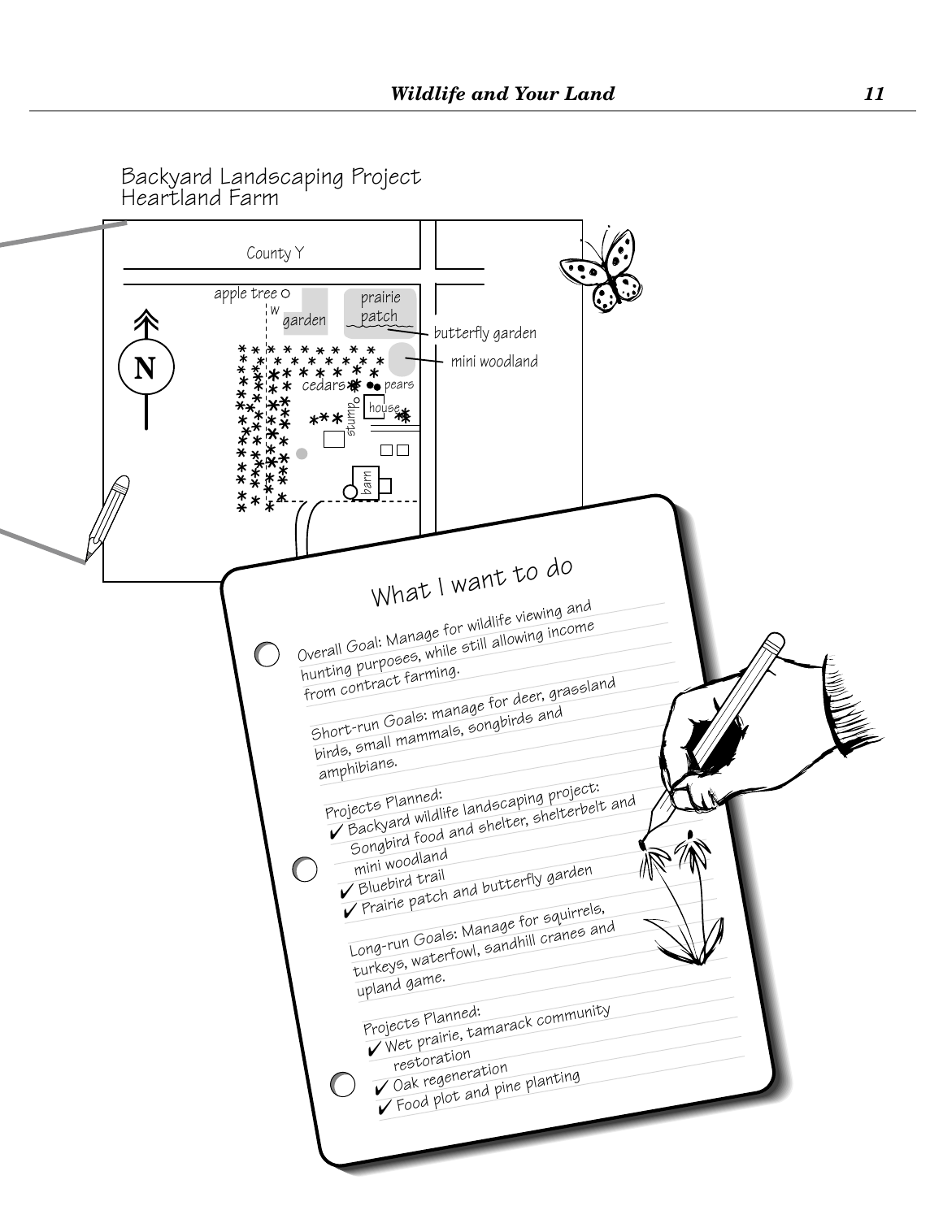Backyard Landscaping Project
Heartland Farm

County Y

apple tree, garden, prairie patch, butterfly garden, mini woodland, cedars, pears, stump, house, barn

N

# What I want to do

Overall Goal: Manage for wildlife viewing and hunting purposes, while still allowing income from contract farming.

Short-run Goals: manage for deer, grassland birds, small mammals, songbirds and amphibians.

Projects Planned:

- ✓ Backyard wildlife landscaping project: Songbird food and shelter, shelterbelt and mini woodland
- ✓ Bluebird trail
- ✓ Prairie patch and butterfly garden

Long-run Goals: Manage for squirrels, turkeys, waterfowl, sandhill cranes and upland game.

Projects Planned:

- ✓ Wet prairie, tamarack community restoration
- ✓ Oak regeneration
- ✓ Food plot and pine planting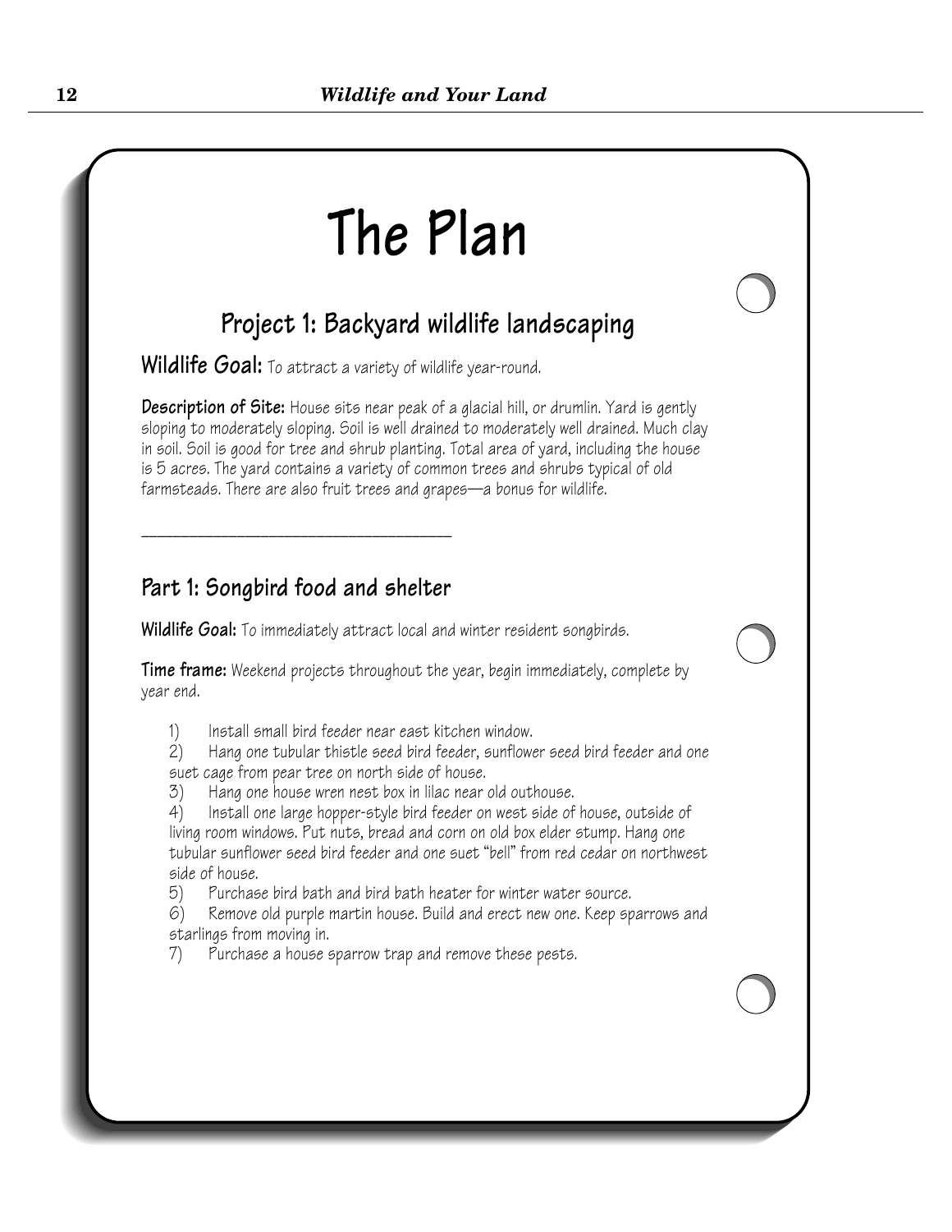# The Plan

## Project 1: Backyard wildlife landscaping

**Wildlife Goal:** To attract a variety of wildlife year-round.

**Description of Site:** House sits near peak of a glacial hill, or drumlin. Yard is gently sloping to moderately sloping. Soil is well drained to moderately well drained. Much clay in soil. Soil is good for tree and shrub planting. Total area of yard, including the house is 5 acres. The yard contains a variety of common trees and shrubs typical of old farmsteads. There are also fruit trees and grapes—a bonus for wildlife.

---

### Part 1: Songbird food and shelter

**Wildlife Goal:** To immediately attract local and winter resident songbirds.

**Time frame:** Weekend projects throughout the year, begin immediately, complete by year end.

1) Install small bird feeder near east kitchen window.
2) Hang one tubular thistle seed bird feeder, sunflower seed bird feeder and one suet cage from pear tree on north side of house.
3) Hang one house wren nest box in lilac near old outhouse.
4) Install one large hopper-style bird feeder on west side of house, outside of living room windows. Put nuts, bread and corn on old box elder stump. Hang one tubular sunflower seed bird feeder and one suet "bell" from red cedar on northwest side of house.
5) Purchase bird bath and bird bath heater for winter water source.
6) Remove old purple martin house. Build and erect new one. Keep sparrows and starlings from moving in.
7) Purchase a house sparrow trap and remove these pests.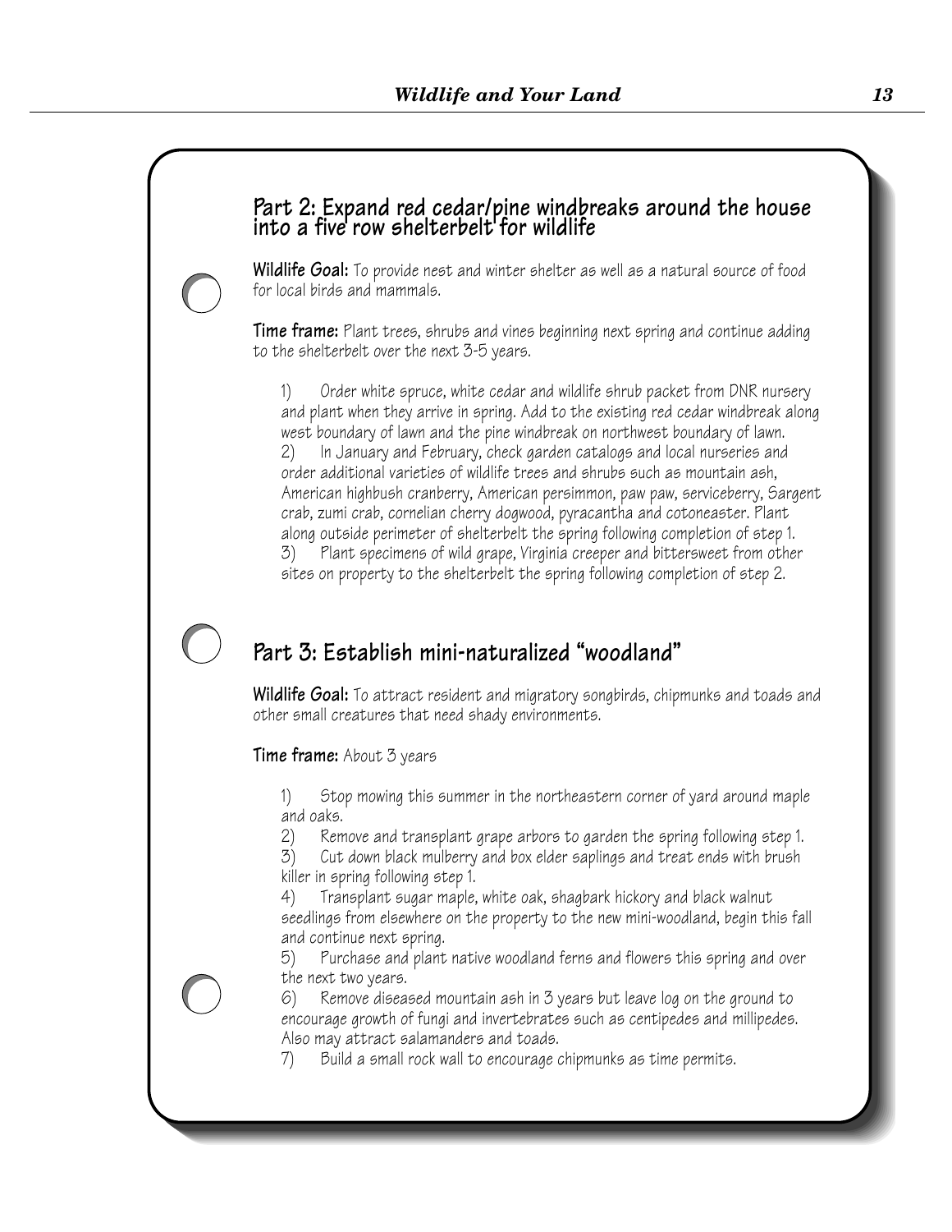## Part 2: Expand red cedar/pine windbreaks around the house into a five row shelterbelt for wildlife

**Wildlife Goal:** To provide nest and winter shelter as well as a natural source of food for local birds and mammals.

**Time frame:** Plant trees, shrubs and vines beginning next spring and continue adding to the shelterbelt over the next 3-5 years.

1) Order white spruce, white cedar and wildlife shrub packet from DNR nursery and plant when they arrive in spring. Add to the existing red cedar windbreak along west boundary of lawn and the pine windbreak on northwest boundary of lawn.
2) In January and February, check garden catalogs and local nurseries and order additional varieties of wildlife trees and shrubs such as mountain ash, American highbush cranberry, American persimmon, paw paw, serviceberry, Sargent crab, zumi crab, cornelian cherry dogwood, pyracantha and cotoneaster. Plant along outside perimeter of shelterbelt the spring following completion of step 1.
3) Plant specimens of wild grape, Virginia creeper and bittersweet from other sites on property to the shelterbelt the spring following completion of step 2.

## Part 3: Establish mini-naturalized "woodland"

**Wildlife Goal:** To attract resident and migratory songbirds, chipmunks and toads and other small creatures that need shady environments.

**Time frame:** About 3 years

1) Stop mowing this summer in the northeastern corner of yard around maple and oaks.
2) Remove and transplant grape arbors to garden the spring following step 1.
3) Cut down black mulberry and box elder saplings and treat ends with brush killer in spring following step 1.
4) Transplant sugar maple, white oak, shagbark hickory and black walnut seedlings from elsewhere on the property to the new mini-woodland, begin this fall and continue next spring.
5) Purchase and plant native woodland ferns and flowers this spring and over the next two years.
6) Remove diseased mountain ash in 3 years but leave log on the ground to encourage growth of fungi and invertebrates such as centipedes and millipedes. Also may attract salamanders and toads.
7) Build a small rock wall to encourage chipmunks as time permits.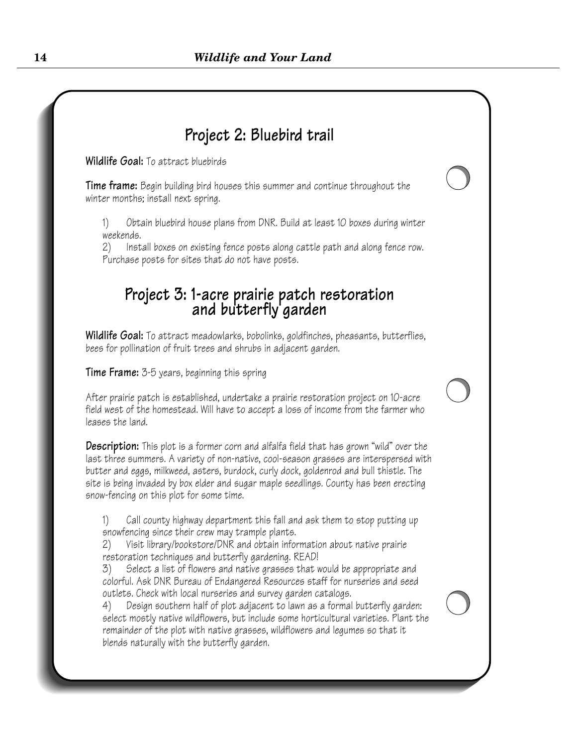## Project 2: Bluebird trail

**Wildlife Goal:** To attract bluebirds

**Time frame:** Begin building bird houses this summer and continue throughout the winter months; install next spring.

1) Obtain bluebird house plans from DNR. Build at least 10 boxes during winter weekends.
2) Install boxes on existing fence posts along cattle path and along fence row. Purchase posts for sites that do not have posts.

## Project 3: 1-acre prairie patch restoration and butterfly garden

**Wildlife Goal:** To attract meadowlarks, bobolinks, goldfinches, pheasants, butterflies, bees for pollination of fruit trees and shrubs in adjacent garden.

**Time Frame:** 3-5 years, beginning this spring

After prairie patch is established, undertake a prairie restoration project on 10-acre field west of the homestead. Will have to accept a loss of income from the farmer who leases the land.

**Description:** This plot is a former corn and alfalfa field that has grown "wild" over the last three summers. A variety of non-native, cool-season grasses are interspersed with butter and eggs, milkweed, asters, burdock, curly dock, goldenrod and bull thistle. The site is being invaded by box elder and sugar maple seedlings. County has been erecting snow-fencing on this plot for some time.

1) Call county highway department this fall and ask them to stop putting up snowfencing since their crew may trample plants.
2) Visit library/bookstore/DNR and obtain information about native prairie restoration techniques and butterfly gardening. READ!
3) Select a list of flowers and native grasses that would be appropriate and colorful. Ask DNR Bureau of Endangered Resources staff for nurseries and seed outlets. Check with local nurseries and survey garden catalogs.
4) Design southern half of plot adjacent to lawn as a formal butterfly garden: select mostly native wildflowers, but include some horticultural varieties. Plant the remainder of the plot with native grasses, wildflowers and legumes so that it blends naturally with the butterfly garden.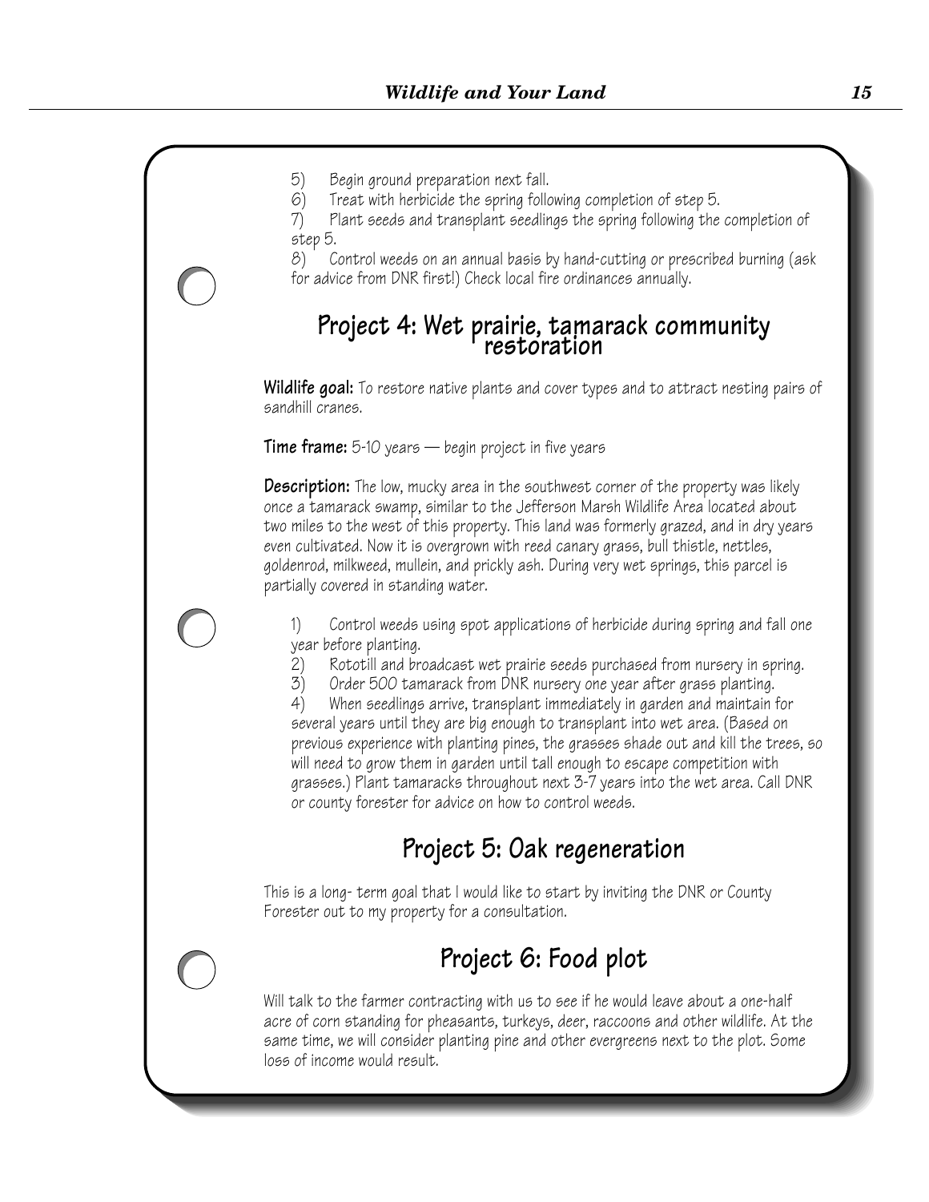5) Begin ground preparation next fall.

6) Treat with herbicide the spring following completion of step 5.

7) Plant seeds and transplant seedlings the spring following the completion of step 5.

8) Control weeds on an annual basis by hand-cutting or prescribed burning (ask for advice from DNR first!) Check local fire ordinances annually.

## Project 4: Wet prairie, tamarack community restoration

**Wildlife goal:** To restore native plants and cover types and to attract nesting pairs of sandhill cranes.

**Time frame:** 5-10 years — begin project in five years

**Description:** The low, mucky area in the southwest corner of the property was likely once a tamarack swamp, similar to the Jefferson Marsh Wildlife Area located about two miles to the west of this property. This land was formerly grazed, and in dry years even cultivated. Now it is overgrown with reed canary grass, bull thistle, nettles, goldenrod, milkweed, mullein, and prickly ash. During very wet springs, this parcel is partially covered in standing water.

1) Control weeds using spot applications of herbicide during spring and fall one year before planting.

2) Rototill and broadcast wet prairie seeds purchased from nursery in spring.

3) Order 500 tamarack from DNR nursery one year after grass planting.

4) When seedlings arrive, transplant immediately in garden and maintain for several years until they are big enough to transplant into wet area. (Based on previous experience with planting pines, the grasses shade out and kill the trees, so will need to grow them in garden until tall enough to escape competition with grasses.) Plant tamaracks throughout next 3-7 years into the wet area. Call DNR or county forester for advice on how to control weeds.

## Project 5: Oak regeneration

This is a long- term goal that I would like to start by inviting the DNR or County Forester out to my property for a consultation.

## Project 6: Food plot

Will talk to the farmer contracting with us to see if he would leave about a one-half acre of corn standing for pheasants, turkeys, deer, raccoons and other wildlife. At the same time, we will consider planting pine and other evergreens next to the plot. Some loss of income would result.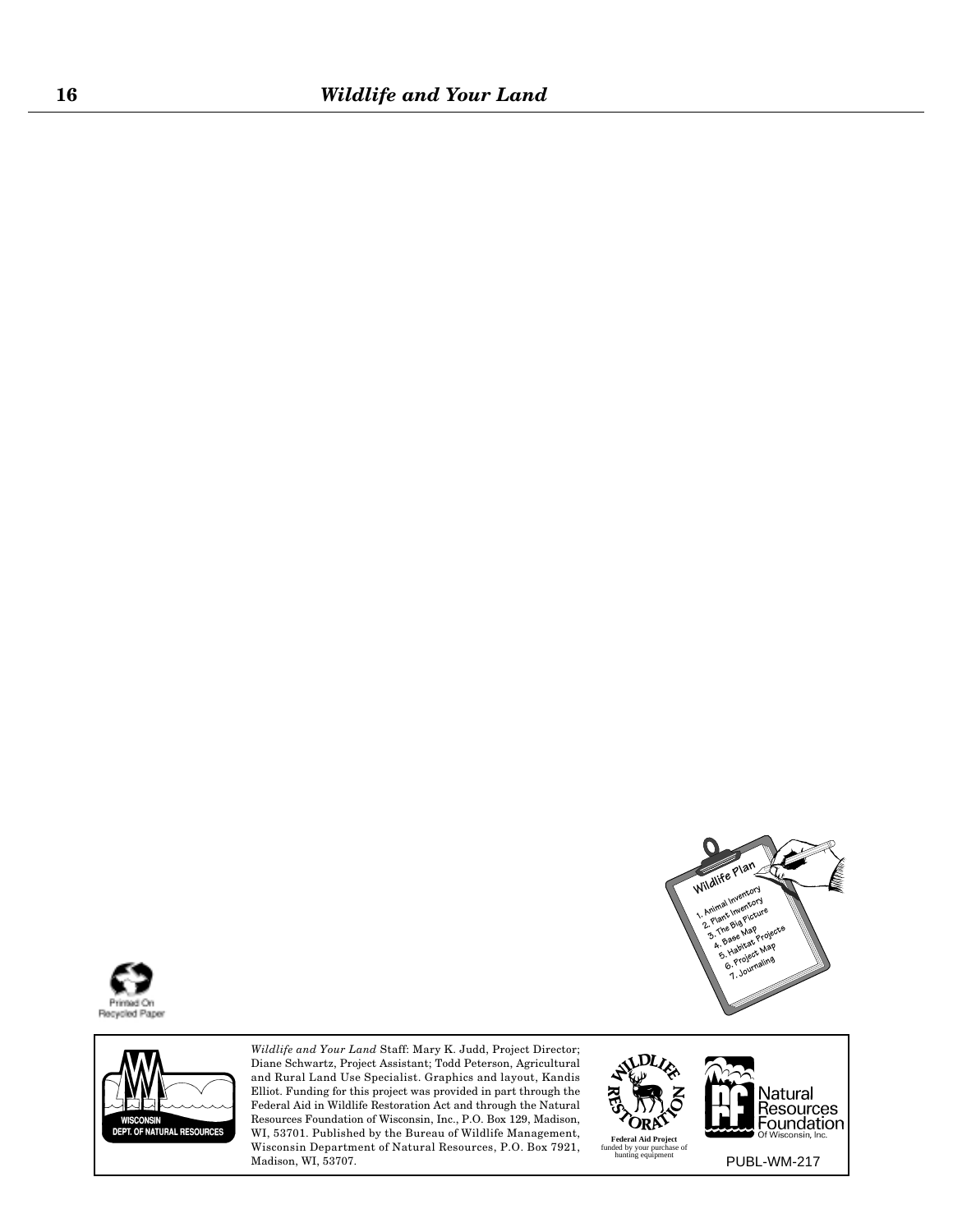*Wildlife and Your Land* Staff: Mary K. Judd, Project Director; Diane Schwartz, Project Assistant; Todd Peterson, Agricultural and Rural Land Use Specialist. Graphics and layout, Kandis Elliot. Funding for this project was provided in part through the Federal Aid in Wildlife Restoration Act and through the Natural Resources Foundation of Wisconsin, Inc., P.O. Box 129, Madison, WI, 53701. Published by the Bureau of Wildlife Management, Wisconsin Department of Natural Resources, P.O. Box 7921, Madison, WI, 53707.

PUBL-WM-217